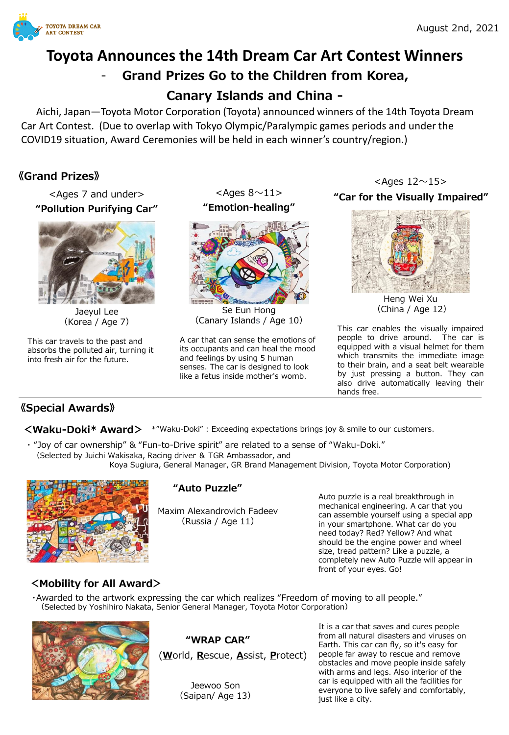TOYOTA DREAM CAR ART CONTEST

August 2nd, 2021

# Toyota Announces the 14th Dream Car Art Contest Winners

## - Grand Prizes Go to the Children from Korea, Canary Islands and China -

Aichi, Japan—Toyota Motor Corporation (Toyota) announced winners of the 14th Toyota Dream Car Art Contest. (Due to overlap with Tokyo Olympic/Paralympic games periods and under the COVID19 situation, Award Ceremonies will be held in each winner's country/region.)

## 《Grand Prizes》

<Ages 7 and under>

**"Pollution Purifying Car"**

Jaeyul Lee
(Korea / Age 7)

This car travels to the past and absorbs the polluted air, turning it into fresh air for the future.

<Ages 8～11>

**"Emotion-healing"**

Se Eun Hong
(Canary Islands / Age 10)

A car that can sense the emotions of its occupants and can heal the mood and feelings by using 5 human senses. The car is designed to look like a fetus inside mother's womb.

<Ages 12～15>

**"Car for the Visually Impaired"**

Heng Wei Xu
(China / Age 12)

This car enables the visually impaired people to drive around. The car is equipped with a visual helmet for them which transmits the immediate image to their brain, and a seat belt wearable by just pressing a button. They can also drive automatically leaving their hands free.

## 《Special Awards》

### <Waku-Doki* Award>

*"Waku-Doki" : Exceeding expectations brings joy & smile to our customers.

・"Joy of car ownership" & "Fun-to-Drive spirit" are related to a sense of "Waku-Doki."
(Selected by Juichi Wakisaka, Racing driver & TGR Ambassador, and Koya Sugiura, General Manager, GR Brand Management Division, Toyota Motor Corporation)

**"Auto Puzzle"**

Maxim Alexandrovich Fadeev
(Russia / Age 11)

Auto puzzle is a real breakthrough in mechanical engineering. A car that you can assemble yourself using a special app in your smartphone. What car do you need today? Red? Yellow? And what should be the engine power and wheel size, tread pattern? Like a puzzle, a completely new Auto Puzzle will appear in front of your eyes. Go!

### <Mobility for All Award>

・Awarded to the artwork expressing the car which realizes "Freedom of moving to all people."
(Selected by Yoshihiro Nakata, Senior General Manager, Toyota Motor Corporation)

**"WRAP CAR"**

(**W**orld, **R**escue, **A**ssist, **P**rotect)

Jeewoo Son
(Saipan/ Age 13)

It is a car that saves and cures people from all natural disasters and viruses on Earth. This car can fly, so it's easy for people far away to rescue and remove obstacles and move people inside safely with arms and legs. Also interior of the car is equipped with all the facilities for everyone to live safely and comfortably, just like a city.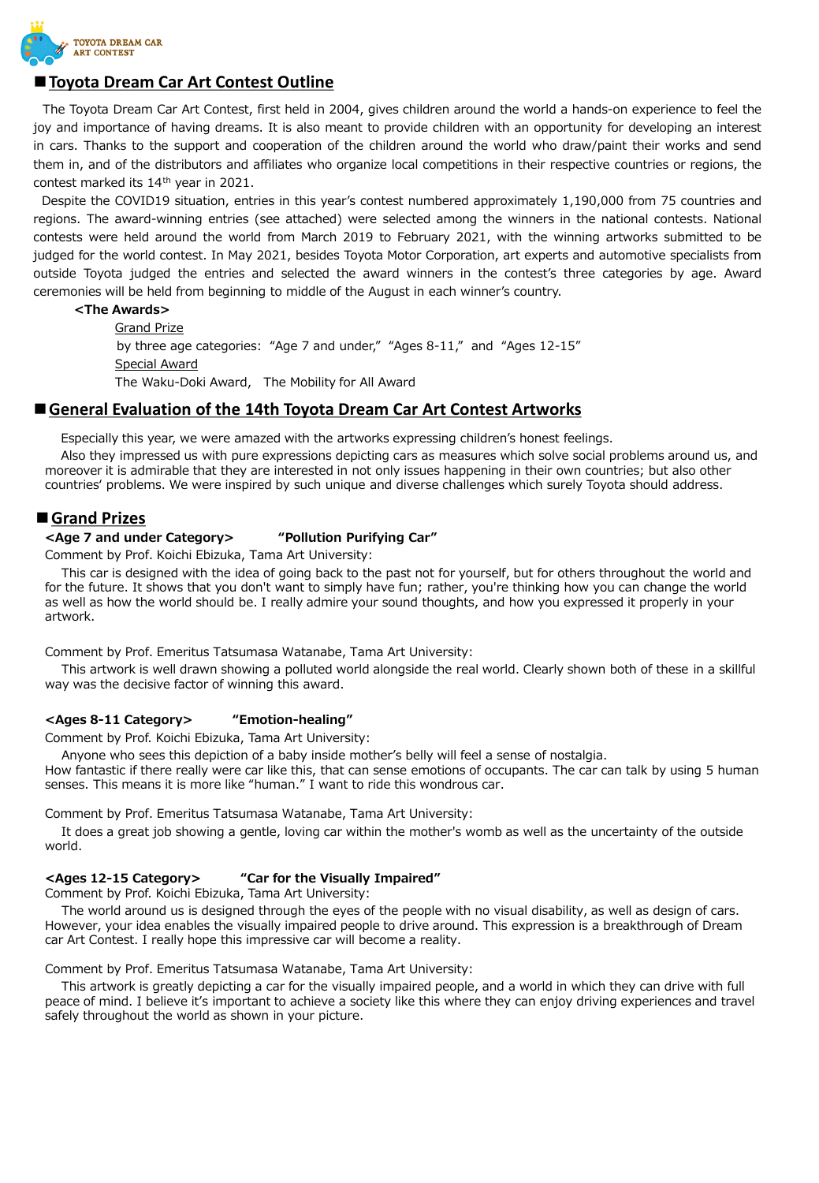TOYOTA DREAM CAR ART CONTEST

## Toyota Dream Car Art Contest Outline

The Toyota Dream Car Art Contest, first held in 2004, gives children around the world a hands-on experience to feel the joy and importance of having dreams. It is also meant to provide children with an opportunity for developing an interest in cars. Thanks to the support and cooperation of the children around the world who draw/paint their works and send them in, and of the distributors and affiliates who organize local competitions in their respective countries or regions, the contest marked its 14th year in 2021.

Despite the COVID19 situation, entries in this year's contest numbered approximately 1,190,000 from 75 countries and regions. The award-winning entries (see attached) were selected among the winners in the national contests. National contests were held around the world from March 2019 to February 2021, with the winning artworks submitted to be judged for the world contest. In May 2021, besides Toyota Motor Corporation, art experts and automotive specialists from outside Toyota judged the entries and selected the award winners in the contest's three categories by age. Award ceremonies will be held from beginning to middle of the August in each winner's country.

**<The Awards>**

Grand Prize

by three age categories: "Age 7 and under," "Ages 8-11," and "Ages 12-15"

Special Award

The Waku-Doki Award, The Mobility for All Award

## General Evaluation of the 14th Toyota Dream Car Art Contest Artworks

Especially this year, we were amazed with the artworks expressing children's honest feelings.

Also they impressed us with pure expressions depicting cars as measures which solve social problems around us, and moreover it is admirable that they are interested in not only issues happening in their own countries; but also other countries' problems. We were inspired by such unique and diverse challenges which surely Toyota should address.

## Grand Prizes

**<Age 7 and under Category> "Pollution Purifying Car"**

Comment by Prof. Koichi Ebizuka, Tama Art University:

This car is designed with the idea of going back to the past not for yourself, but for others throughout the world and for the future. It shows that you don't want to simply have fun; rather, you're thinking how you can change the world as well as how the world should be. I really admire your sound thoughts, and how you expressed it properly in your artwork.

Comment by Prof. Emeritus Tatsumasa Watanabe, Tama Art University:

This artwork is well drawn showing a polluted world alongside the real world. Clearly shown both of these in a skillful way was the decisive factor of winning this award.

**<Ages 8-11 Category> "Emotion-healing"**

Comment by Prof. Koichi Ebizuka, Tama Art University:

Anyone who sees this depiction of a baby inside mother's belly will feel a sense of nostalgia.
How fantastic if there really were car like this, that can sense emotions of occupants. The car can talk by using 5 human senses. This means it is more like "human." I want to ride this wondrous car.

Comment by Prof. Emeritus Tatsumasa Watanabe, Tama Art University:

It does a great job showing a gentle, loving car within the mother's womb as well as the uncertainty of the outside world.

**<Ages 12-15 Category> "Car for the Visually Impaired"**

Comment by Prof. Koichi Ebizuka, Tama Art University:

The world around us is designed through the eyes of the people with no visual disability, as well as design of cars. However, your idea enables the visually impaired people to drive around. This expression is a breakthrough of Dream car Art Contest. I really hope this impressive car will become a reality.

Comment by Prof. Emeritus Tatsumasa Watanabe, Tama Art University:

This artwork is greatly depicting a car for the visually impaired people, and a world in which they can drive with full peace of mind. I believe it's important to achieve a society like this where they can enjoy driving experiences and travel safely throughout the world as shown in your picture.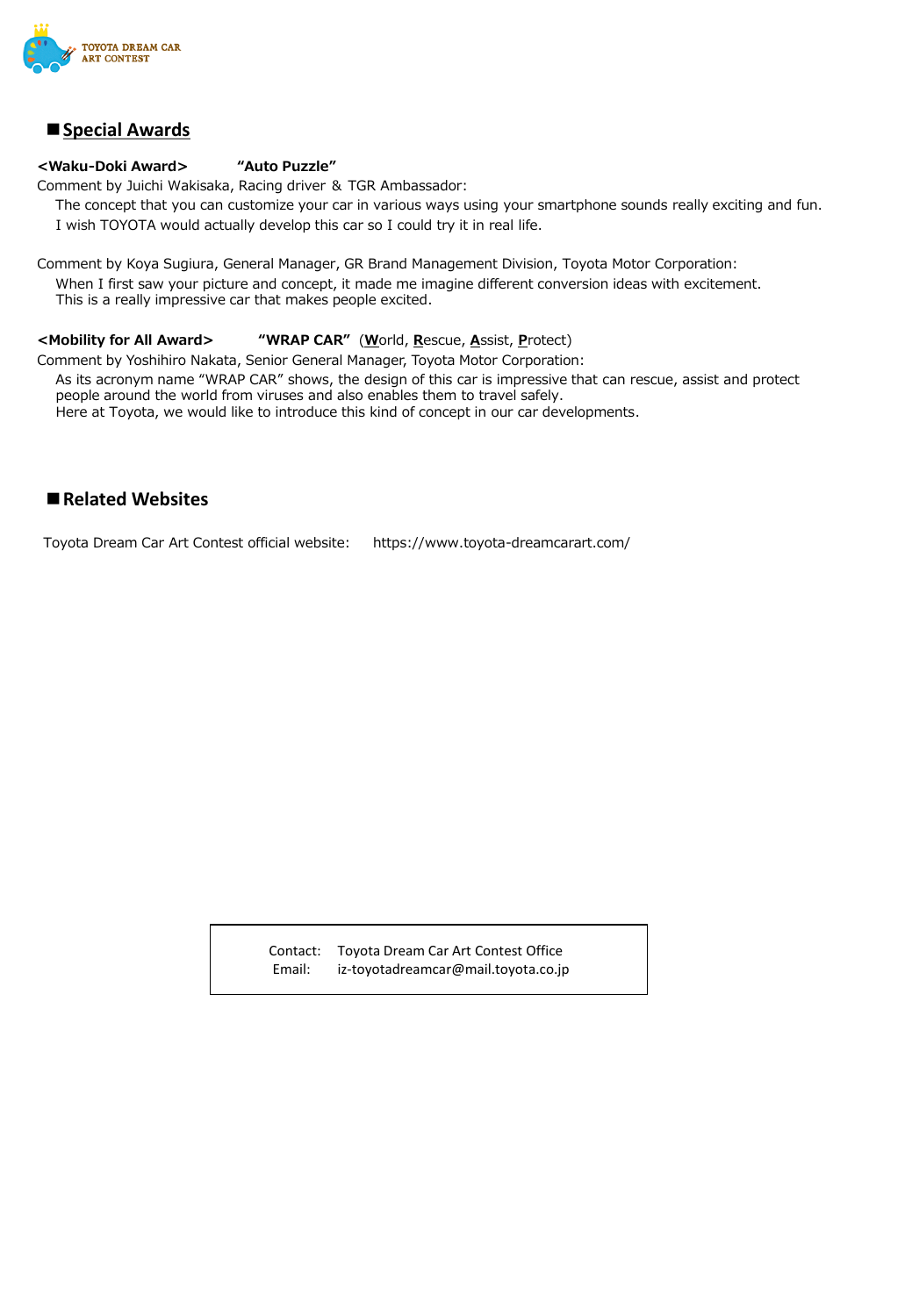## ■Special Awards

**<Waku-Doki Award>** **"Auto Puzzle"**

Comment by Juichi Wakisaka, Racing driver ＆ TGR Ambassador:

The concept that you can customize your car in various ways using your smartphone sounds really exciting and fun. I wish TOYOTA would actually develop this car so I could try it in real life.

Comment by Koya Sugiura, General Manager, GR Brand Management Division, Toyota Motor Corporation:

When I first saw your picture and concept, it made me imagine different conversion ideas with excitement. This is a really impressive car that makes people excited.

**<Mobility for All Award>** **"WRAP CAR"** (**W**orld, **R**escue, **A**ssist, **P**rotect)

Comment by Yoshihiro Nakata, Senior General Manager, Toyota Motor Corporation:

As its acronym name "WRAP CAR" shows, the design of this car is impressive that can rescue, assist and protect people around the world from viruses and also enables them to travel safely.
Here at Toyota, we would like to introduce this kind of concept in our car developments.

## ■Related Websites

Toyota Dream Car Art Contest official website: https://www.toyota-dreamcarart.com/

Contact: Toyota Dream Car Art Contest Office
Email: iz-toyotadreamcar@mail.toyota.co.jp